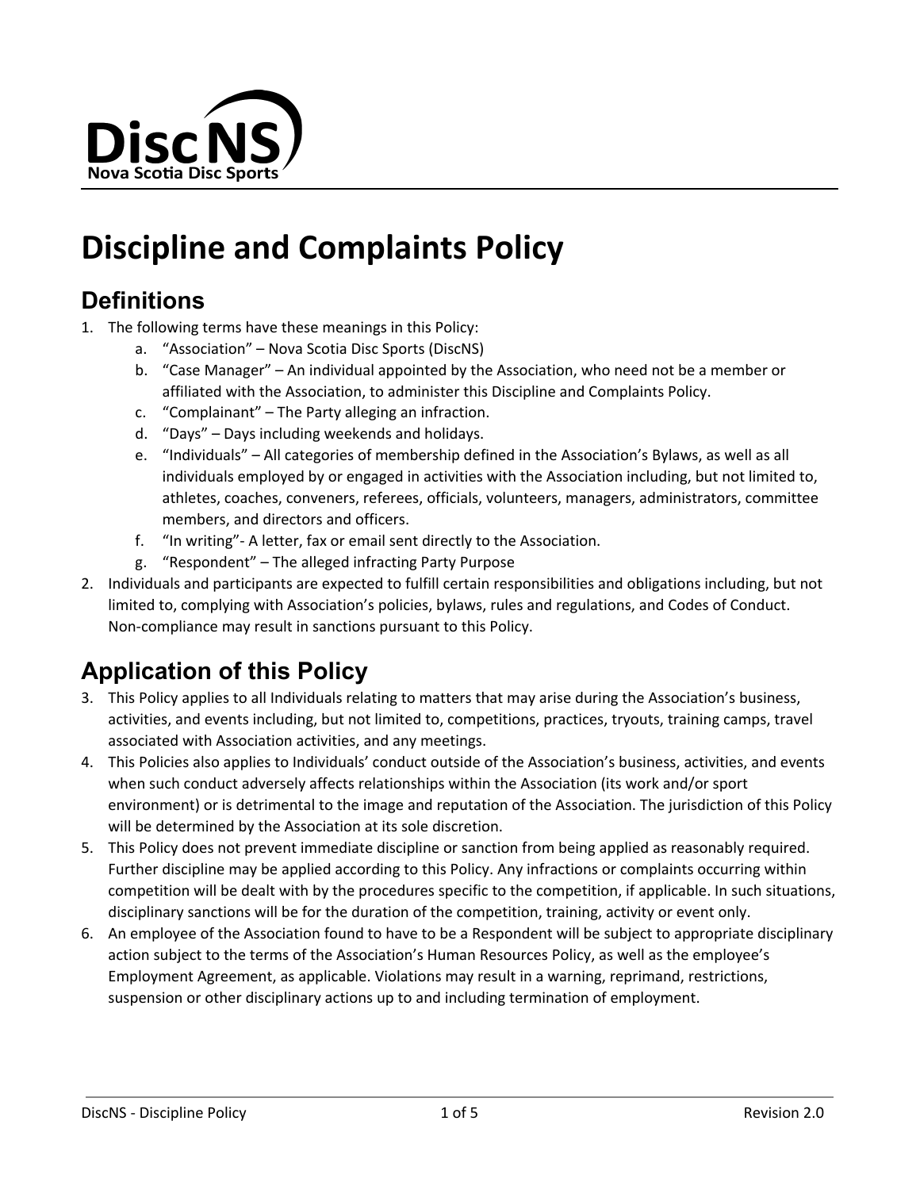# Discipline and Complaints Policy

## Definitions

1. The following terms have these meanings in this Policy:
    a. "Association" – Nova Scotia Disc Sports (DiscNS)
    b. "Case Manager" – An individual appointed by the Association, who need not be a member or affiliated with the Association, to administer this Discipline and Complaints Policy.
    c. "Complainant" – The Party alleging an infraction.
    d. "Days" – Days including weekends and holidays.
    e. "Individuals" – All categories of membership defined in the Association's Bylaws, as well as all individuals employed by or engaged in activities with the Association including, but not limited to, athletes, coaches, conveners, referees, officials, volunteers, managers, administrators, committee members, and directors and officers.
    f. "In writing"- A letter, fax or email sent directly to the Association.
    g. "Respondent" – The alleged infracting Party Purpose
2. Individuals and participants are expected to fulfill certain responsibilities and obligations including, but not limited to, complying with Association's policies, bylaws, rules and regulations, and Codes of Conduct. Non-compliance may result in sanctions pursuant to this Policy.

## Application of this Policy

3. This Policy applies to all Individuals relating to matters that may arise during the Association's business, activities, and events including, but not limited to, competitions, practices, tryouts, training camps, travel associated with Association activities, and any meetings.
4. This Policies also applies to Individuals' conduct outside of the Association's business, activities, and events when such conduct adversely affects relationships within the Association (its work and/or sport environment) or is detrimental to the image and reputation of the Association. The jurisdiction of this Policy will be determined by the Association at its sole discretion.
5. This Policy does not prevent immediate discipline or sanction from being applied as reasonably required. Further discipline may be applied according to this Policy. Any infractions or complaints occurring within competition will be dealt with by the procedures specific to the competition, if applicable. In such situations, disciplinary sanctions will be for the duration of the competition, training, activity or event only.
6. An employee of the Association found to have to be a Respondent will be subject to appropriate disciplinary action subject to the terms of the Association's Human Resources Policy, as well as the employee's Employment Agreement, as applicable. Violations may result in a warning, reprimand, restrictions, suspension or other disciplinary actions up to and including termination of employment.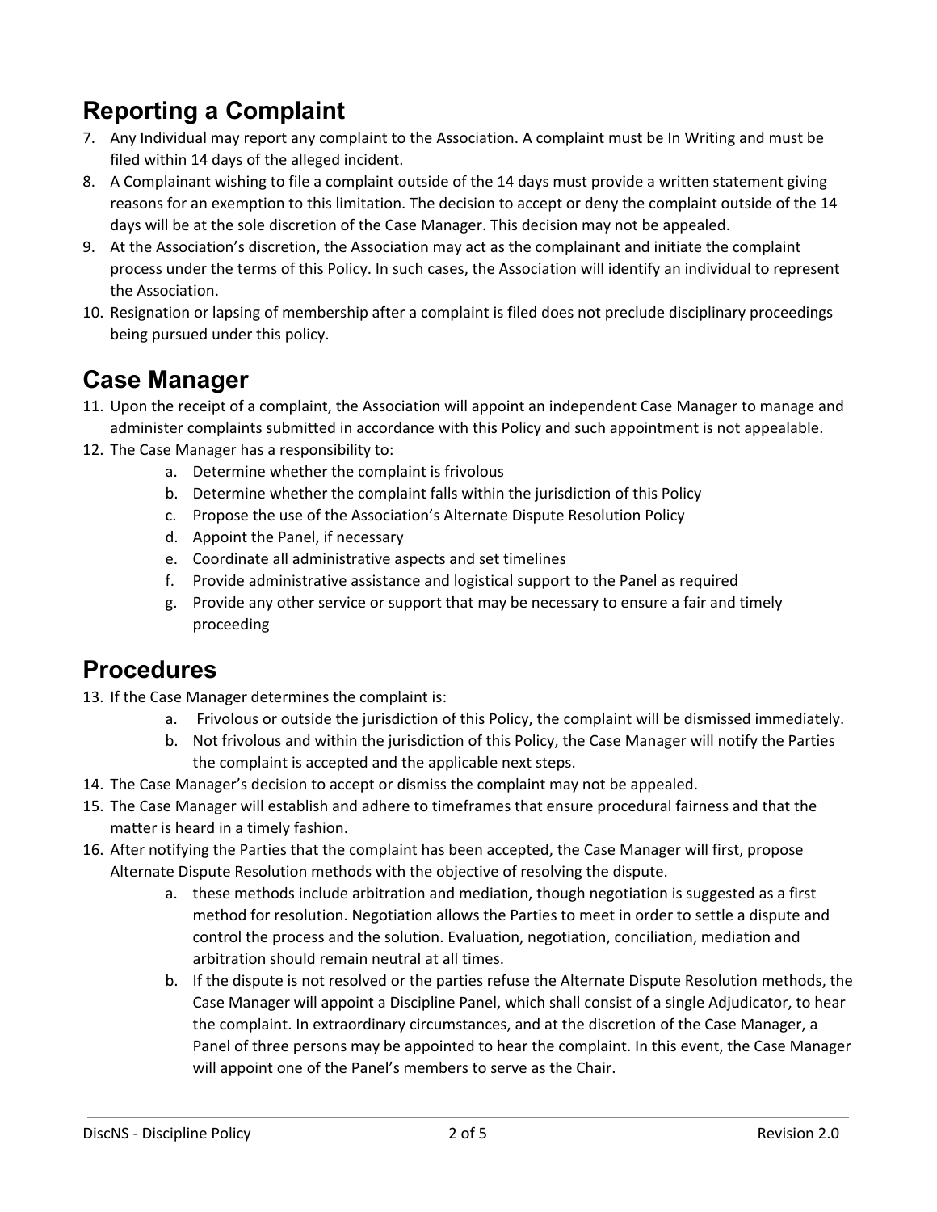## Reporting a Complaint

7. Any Individual may report any complaint to the Association. A complaint must be In Writing and must be filed within 14 days of the alleged incident.
8. A Complainant wishing to file a complaint outside of the 14 days must provide a written statement giving reasons for an exemption to this limitation. The decision to accept or deny the complaint outside of the 14 days will be at the sole discretion of the Case Manager. This decision may not be appealed.
9. At the Association's discretion, the Association may act as the complainant and initiate the complaint process under the terms of this Policy. In such cases, the Association will identify an individual to represent the Association.
10. Resignation or lapsing of membership after a complaint is filed does not preclude disciplinary proceedings being pursued under this policy.

## Case Manager

11. Upon the receipt of a complaint, the Association will appoint an independent Case Manager to manage and administer complaints submitted in accordance with this Policy and such appointment is not appealable.
12. The Case Manager has a responsibility to:
    a. Determine whether the complaint is frivolous
    b. Determine whether the complaint falls within the jurisdiction of this Policy
    c. Propose the use of the Association's Alternate Dispute Resolution Policy
    d. Appoint the Panel, if necessary
    e. Coordinate all administrative aspects and set timelines
    f. Provide administrative assistance and logistical support to the Panel as required
    g. Provide any other service or support that may be necessary to ensure a fair and timely proceeding

## Procedures

13. If the Case Manager determines the complaint is:
    a. Frivolous or outside the jurisdiction of this Policy, the complaint will be dismissed immediately.
    b. Not frivolous and within the jurisdiction of this Policy, the Case Manager will notify the Parties the complaint is accepted and the applicable next steps.
14. The Case Manager's decision to accept or dismiss the complaint may not be appealed.
15. The Case Manager will establish and adhere to timeframes that ensure procedural fairness and that the matter is heard in a timely fashion.
16. After notifying the Parties that the complaint has been accepted, the Case Manager will first, propose Alternate Dispute Resolution methods with the objective of resolving the dispute.
    a. these methods include arbitration and mediation, though negotiation is suggested as a first method for resolution. Negotiation allows the Parties to meet in order to settle a dispute and control the process and the solution. Evaluation, negotiation, conciliation, mediation and arbitration should remain neutral at all times.
    b. If the dispute is not resolved or the parties refuse the Alternate Dispute Resolution methods, the Case Manager will appoint a Discipline Panel, which shall consist of a single Adjudicator, to hear the complaint. In extraordinary circumstances, and at the discretion of the Case Manager, a Panel of three persons may be appointed to hear the complaint. In this event, the Case Manager will appoint one of the Panel's members to serve as the Chair.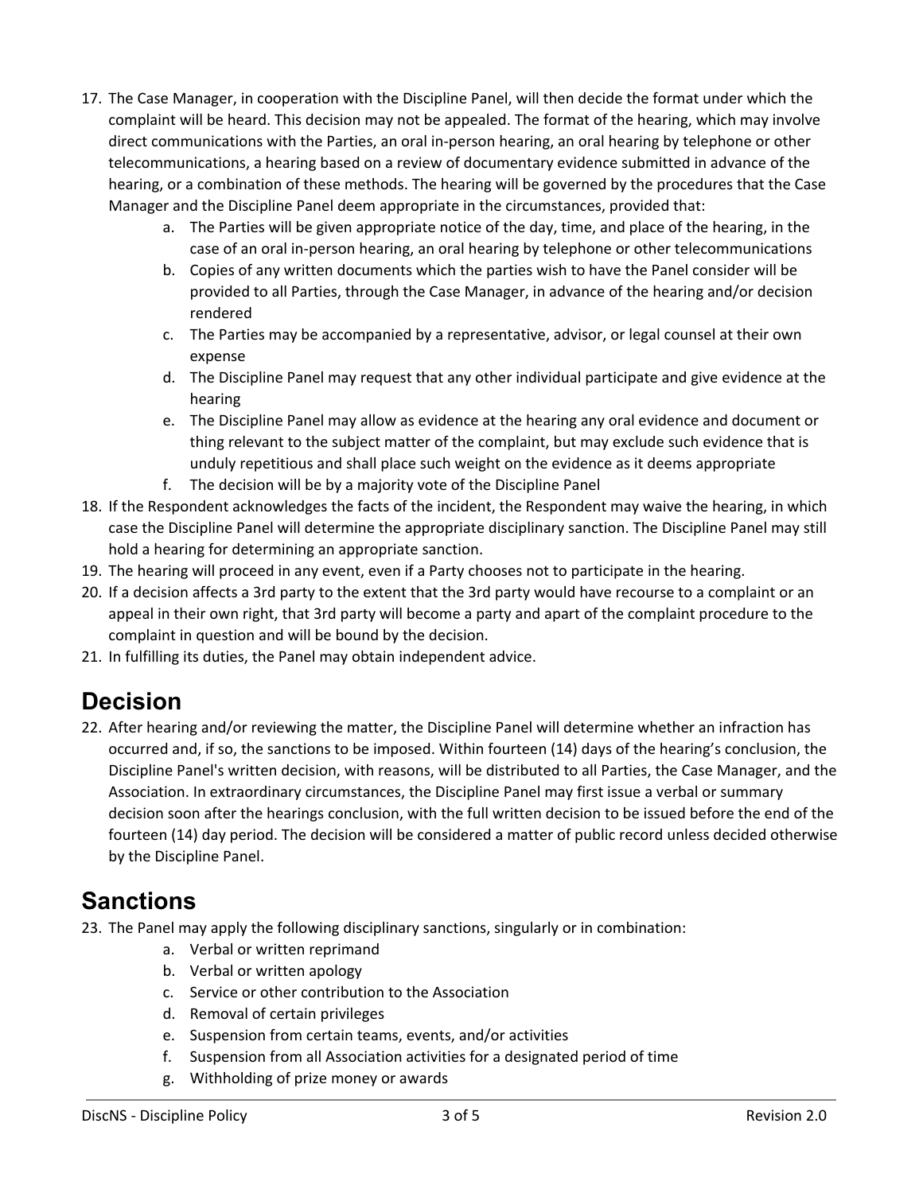17. The Case Manager, in cooperation with the Discipline Panel, will then decide the format under which the complaint will be heard. This decision may not be appealed. The format of the hearing, which may involve direct communications with the Parties, an oral in-person hearing, an oral hearing by telephone or other telecommunications, a hearing based on a review of documentary evidence submitted in advance of the hearing, or a combination of these methods. The hearing will be governed by the procedures that the Case Manager and the Discipline Panel deem appropriate in the circumstances, provided that:
    a. The Parties will be given appropriate notice of the day, time, and place of the hearing, in the case of an oral in-person hearing, an oral hearing by telephone or other telecommunications
    b. Copies of any written documents which the parties wish to have the Panel consider will be provided to all Parties, through the Case Manager, in advance of the hearing and/or decision rendered
    c. The Parties may be accompanied by a representative, advisor, or legal counsel at their own expense
    d. The Discipline Panel may request that any other individual participate and give evidence at the hearing
    e. The Discipline Panel may allow as evidence at the hearing any oral evidence and document or thing relevant to the subject matter of the complaint, but may exclude such evidence that is unduly repetitious and shall place such weight on the evidence as it deems appropriate
    f. The decision will be by a majority vote of the Discipline Panel
18. If the Respondent acknowledges the facts of the incident, the Respondent may waive the hearing, in which case the Discipline Panel will determine the appropriate disciplinary sanction. The Discipline Panel may still hold a hearing for determining an appropriate sanction.
19. The hearing will proceed in any event, even if a Party chooses not to participate in the hearing.
20. If a decision affects a 3rd party to the extent that the 3rd party would have recourse to a complaint or an appeal in their own right, that 3rd party will become a party and apart of the complaint procedure to the complaint in question and will be bound by the decision.
21. In fulfilling its duties, the Panel may obtain independent advice.

# Decision

22. After hearing and/or reviewing the matter, the Discipline Panel will determine whether an infraction has occurred and, if so, the sanctions to be imposed. Within fourteen (14) days of the hearing's conclusion, the Discipline Panel's written decision, with reasons, will be distributed to all Parties, the Case Manager, and the Association. In extraordinary circumstances, the Discipline Panel may first issue a verbal or summary decision soon after the hearings conclusion, with the full written decision to be issued before the end of the fourteen (14) day period. The decision will be considered a matter of public record unless decided otherwise by the Discipline Panel.

# Sanctions

23. The Panel may apply the following disciplinary sanctions, singularly or in combination:
    a. Verbal or written reprimand
    b. Verbal or written apology
    c. Service or other contribution to the Association
    d. Removal of certain privileges
    e. Suspension from certain teams, events, and/or activities
    f. Suspension from all Association activities for a designated period of time
    g. Withholding of prize money or awards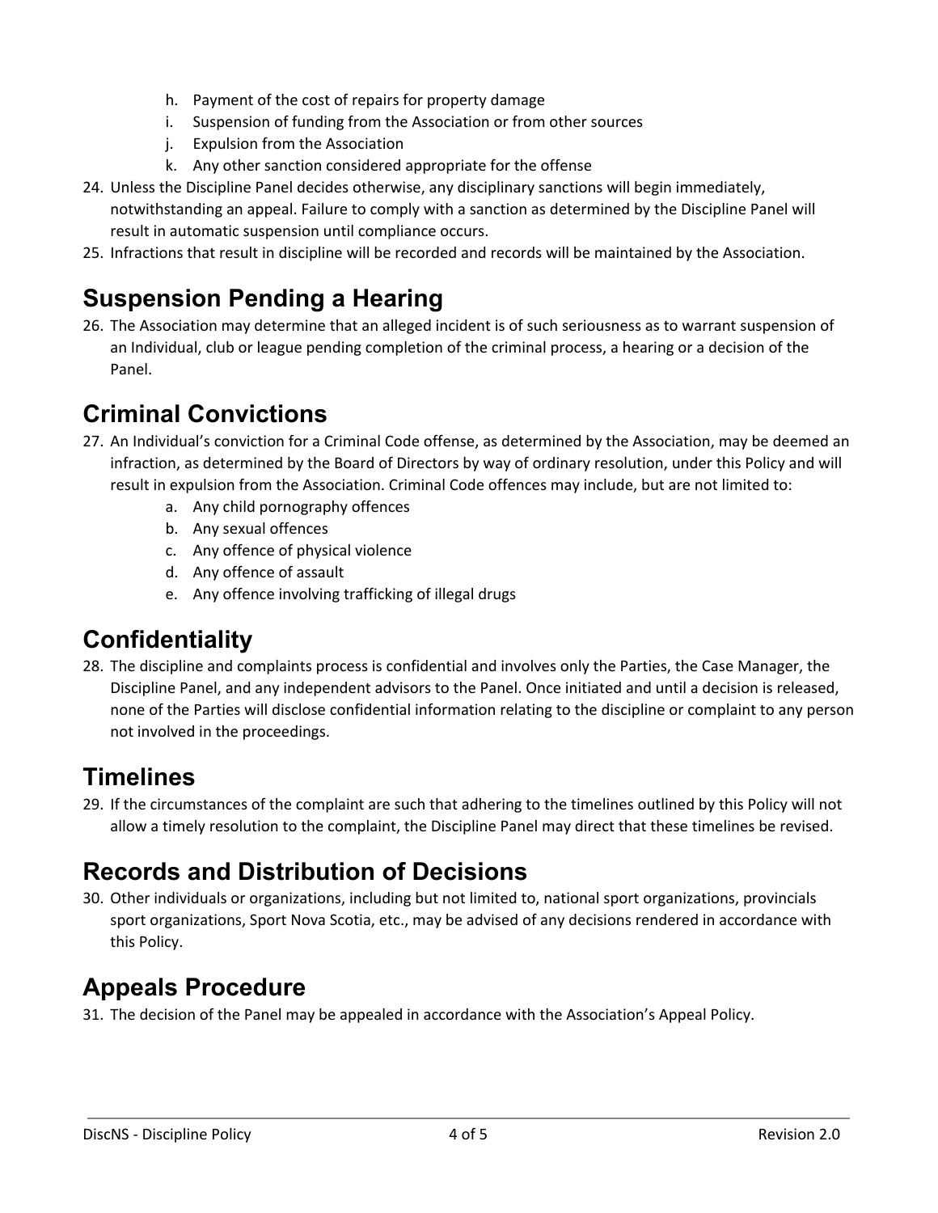h. Payment of the cost of repairs for property damage
  i. Suspension of funding from the Association or from other sources
  j. Expulsion from the Association
  k. Any other sanction considered appropriate for the offense

24. Unless the Discipline Panel decides otherwise, any disciplinary sanctions will begin immediately, notwithstanding an appeal. Failure to comply with a sanction as determined by the Discipline Panel will result in automatic suspension until compliance occurs.
25. Infractions that result in discipline will be recorded and records will be maintained by the Association.

## Suspension Pending a Hearing

26. The Association may determine that an alleged incident is of such seriousness as to warrant suspension of an Individual, club or league pending completion of the criminal process, a hearing or a decision of the Panel.

## Criminal Convictions

27. An Individual's conviction for a Criminal Code offense, as determined by the Association, may be deemed an infraction, as determined by the Board of Directors by way of ordinary resolution, under this Policy and will result in expulsion from the Association. Criminal Code offences may include, but are not limited to:
    a. Any child pornography offences
    b. Any sexual offences
    c. Any offence of physical violence
    d. Any offence of assault
    e. Any offence involving trafficking of illegal drugs

## Confidentiality

28. The discipline and complaints process is confidential and involves only the Parties, the Case Manager, the Discipline Panel, and any independent advisors to the Panel. Once initiated and until a decision is released, none of the Parties will disclose confidential information relating to the discipline or complaint to any person not involved in the proceedings.

## Timelines

29. If the circumstances of the complaint are such that adhering to the timelines outlined by this Policy will not allow a timely resolution to the complaint, the Discipline Panel may direct that these timelines be revised.

## Records and Distribution of Decisions

30. Other individuals or organizations, including but not limited to, national sport organizations, provincials sport organizations, Sport Nova Scotia, etc., may be advised of any decisions rendered in accordance with this Policy.

## Appeals Procedure

31. The decision of the Panel may be appealed in accordance with the Association's Appeal Policy.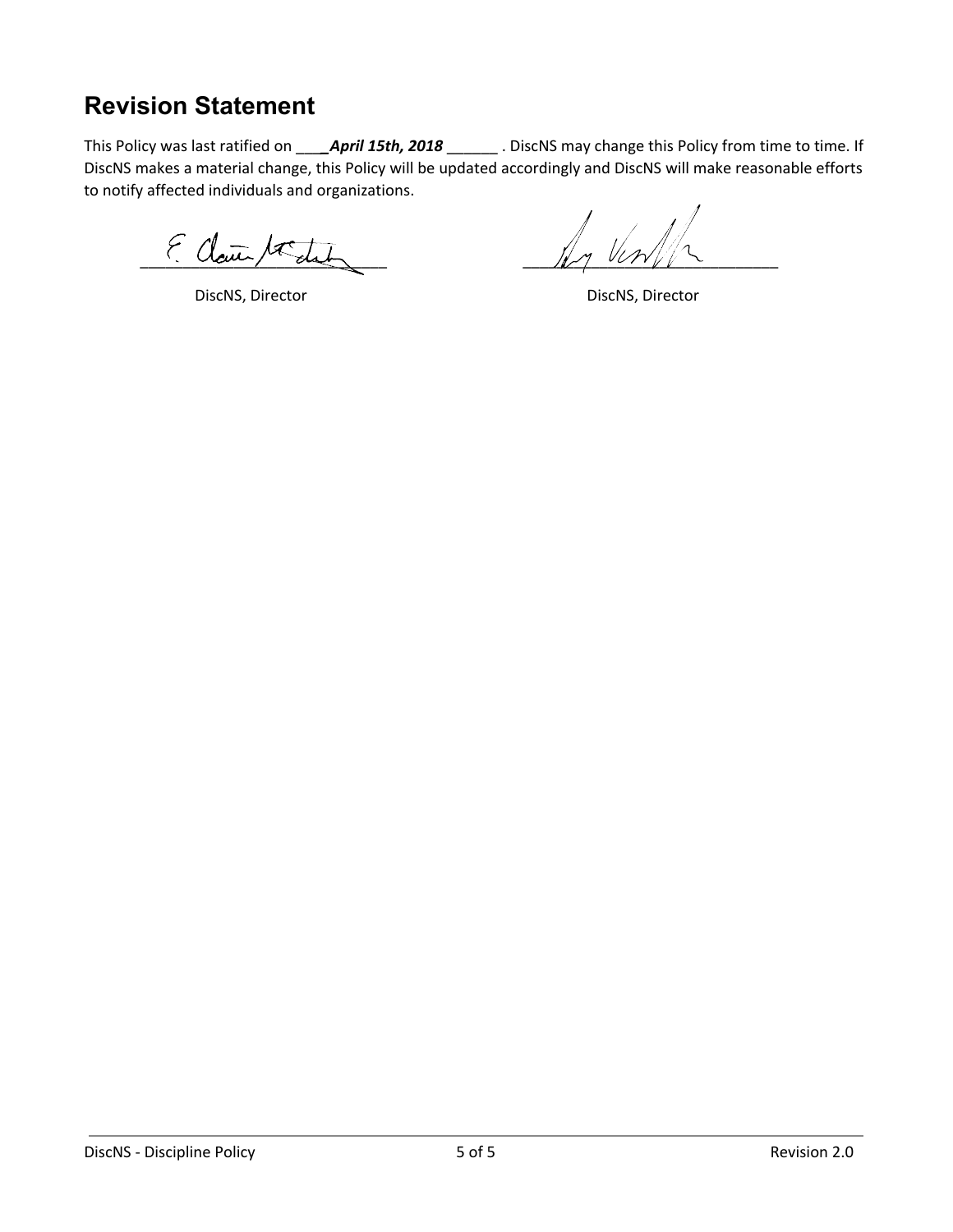## Revision Statement

This Policy was last ratified on ____***April 15th, 2018*** ______ . DiscNS may change this Policy from time to time. If DiscNS makes a material change, this Policy will be updated accordingly and DiscNS will make reasonable efforts to notify affected individuals and organizations.

| | |
|---|---|
| ____________________________ | ____________________________ |
| DiscNS, Director | DiscNS, Director |